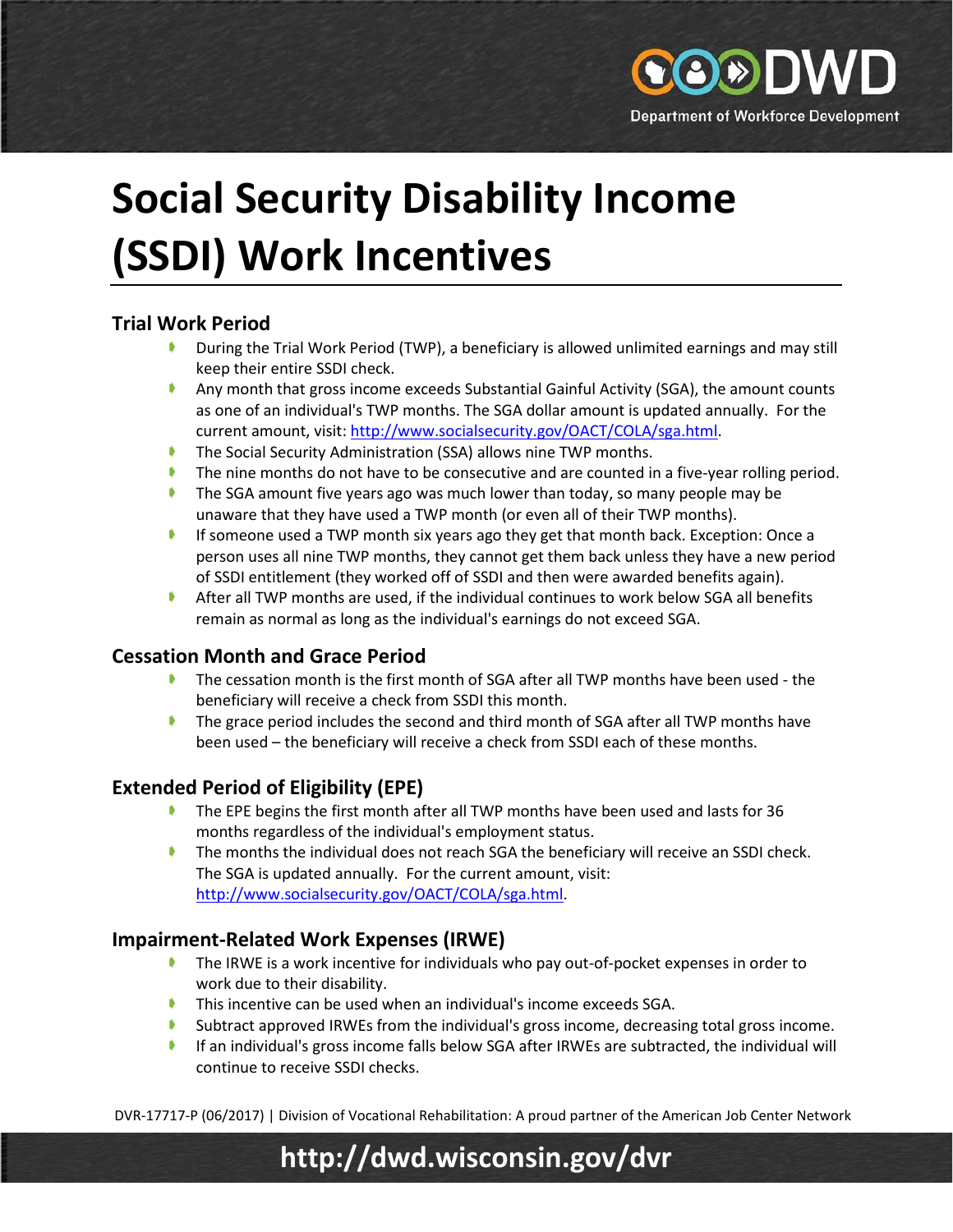# Social Security Disability Income (SSDI) Work Incentives

## Trial Work Period

- During the Trial Work Period (TWP), a beneficiary is allowed unlimited earnings and may still keep their entire SSDI check.
- Any month that gross income exceeds Substantial Gainful Activity (SGA), the amount counts as one of an individual's TWP months. The SGA dollar amount is updated annually. For the current amount, visit: http://www.socialsecurity.gov/OACT/COLA/sga.html.
- The Social Security Administration (SSA) allows nine TWP months.
- The nine months do not have to be consecutive and are counted in a five-year rolling period.
- The SGA amount five years ago was much lower than today, so many people may be unaware that they have used a TWP month (or even all of their TWP months).
- If someone used a TWP month six years ago they get that month back. Exception: Once a person uses all nine TWP months, they cannot get them back unless they have a new period of SSDI entitlement (they worked off of SSDI and then were awarded benefits again).
- After all TWP months are used, if the individual continues to work below SGA all benefits remain as normal as long as the individual's earnings do not exceed SGA.

## Cessation Month and Grace Period

- The cessation month is the first month of SGA after all TWP months have been used - the beneficiary will receive a check from SSDI this month.
- The grace period includes the second and third month of SGA after all TWP months have been used – the beneficiary will receive a check from SSDI each of these months.

## Extended Period of Eligibility (EPE)

- The EPE begins the first month after all TWP months have been used and lasts for 36 months regardless of the individual's employment status.
- The months the individual does not reach SGA the beneficiary will receive an SSDI check. The SGA is updated annually. For the current amount, visit: http://www.socialsecurity.gov/OACT/COLA/sga.html.

## Impairment-Related Work Expenses (IRWE)

- The IRWE is a work incentive for individuals who pay out-of-pocket expenses in order to work due to their disability.
- This incentive can be used when an individual's income exceeds SGA.
- Subtract approved IRWEs from the individual's gross income, decreasing total gross income.
- If an individual's gross income falls below SGA after IRWEs are subtracted, the individual will continue to receive SSDI checks.

DVR-17717-P (06/2017) | Division of Vocational Rehabilitation: A proud partner of the American Job Center Network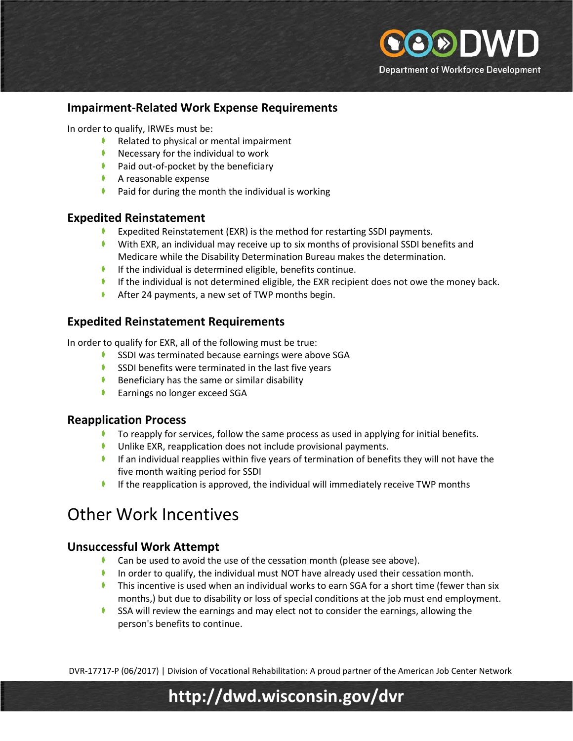### Impairment-Related Work Expense Requirements

In order to qualify, IRWEs must be:

- Related to physical or mental impairment
- Necessary for the individual to work
- Paid out-of-pocket by the beneficiary
- A reasonable expense
- Paid for during the month the individual is working

### Expedited Reinstatement

- Expedited Reinstatement (EXR) is the method for restarting SSDI payments.
- With EXR, an individual may receive up to six months of provisional SSDI benefits and Medicare while the Disability Determination Bureau makes the determination.
- If the individual is determined eligible, benefits continue.
- If the individual is not determined eligible, the EXR recipient does not owe the money back.
- After 24 payments, a new set of TWP months begin.

### Expedited Reinstatement Requirements

In order to qualify for EXR, all of the following must be true:

- SSDI was terminated because earnings were above SGA
- SSDI benefits were terminated in the last five years
- Beneficiary has the same or similar disability
- Earnings no longer exceed SGA

### Reapplication Process

- To reapply for services, follow the same process as used in applying for initial benefits.
- Unlike EXR, reapplication does not include provisional payments.
- If an individual reapplies within five years of termination of benefits they will not have the five month waiting period for SSDI
- If the reapplication is approved, the individual will immediately receive TWP months

## Other Work Incentives

### Unsuccessful Work Attempt

- Can be used to avoid the use of the cessation month (please see above).
- In order to qualify, the individual must NOT have already used their cessation month.
- This incentive is used when an individual works to earn SGA for a short time (fewer than six months,) but due to disability or loss of special conditions at the job must end employment.
- SSA will review the earnings and may elect not to consider the earnings, allowing the person's benefits to continue.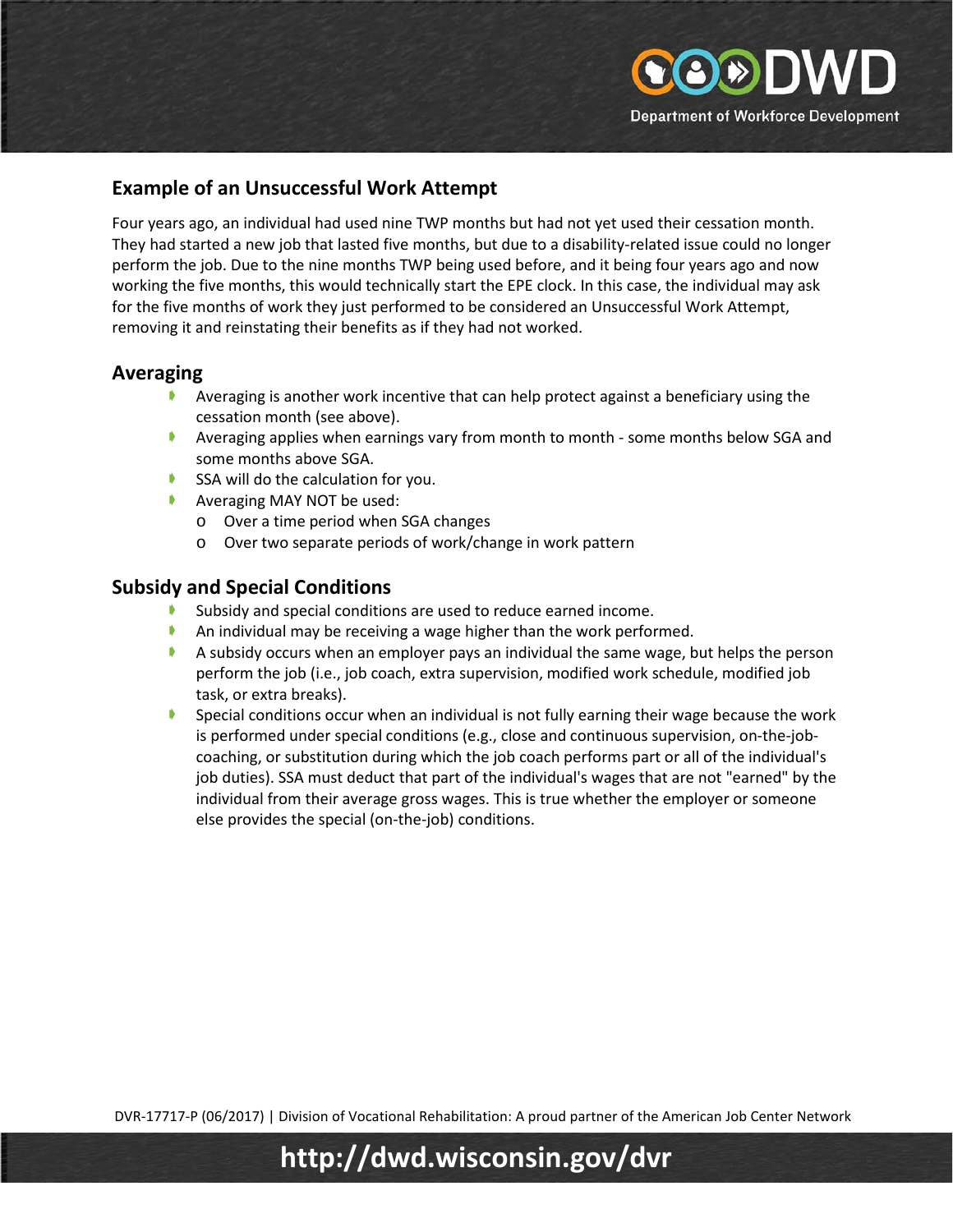## Example of an Unsuccessful Work Attempt

Four years ago, an individual had used nine TWP months but had not yet used their cessation month. They had started a new job that lasted five months, but due to a disability-related issue could no longer perform the job. Due to the nine months TWP being used before, and it being four years ago and now working the five months, this would technically start the EPE clock. In this case, the individual may ask for the five months of work they just performed to be considered an Unsuccessful Work Attempt, removing it and reinstating their benefits as if they had not worked.

## Averaging

- Averaging is another work incentive that can help protect against a beneficiary using the cessation month (see above).
- Averaging applies when earnings vary from month to month - some months below SGA and some months above SGA.
- SSA will do the calculation for you.
- Averaging MAY NOT be used:
  - Over a time period when SGA changes
  - Over two separate periods of work/change in work pattern

## Subsidy and Special Conditions

- Subsidy and special conditions are used to reduce earned income.
- An individual may be receiving a wage higher than the work performed.
- A subsidy occurs when an employer pays an individual the same wage, but helps the person perform the job (i.e., job coach, extra supervision, modified work schedule, modified job task, or extra breaks).
- Special conditions occur when an individual is not fully earning their wage because the work is performed under special conditions (e.g., close and continuous supervision, on-the-job-coaching, or substitution during which the job coach performs part or all of the individual's job duties). SSA must deduct that part of the individual's wages that are not "earned" by the individual from their average gross wages. This is true whether the employer or someone else provides the special (on-the-job) conditions.